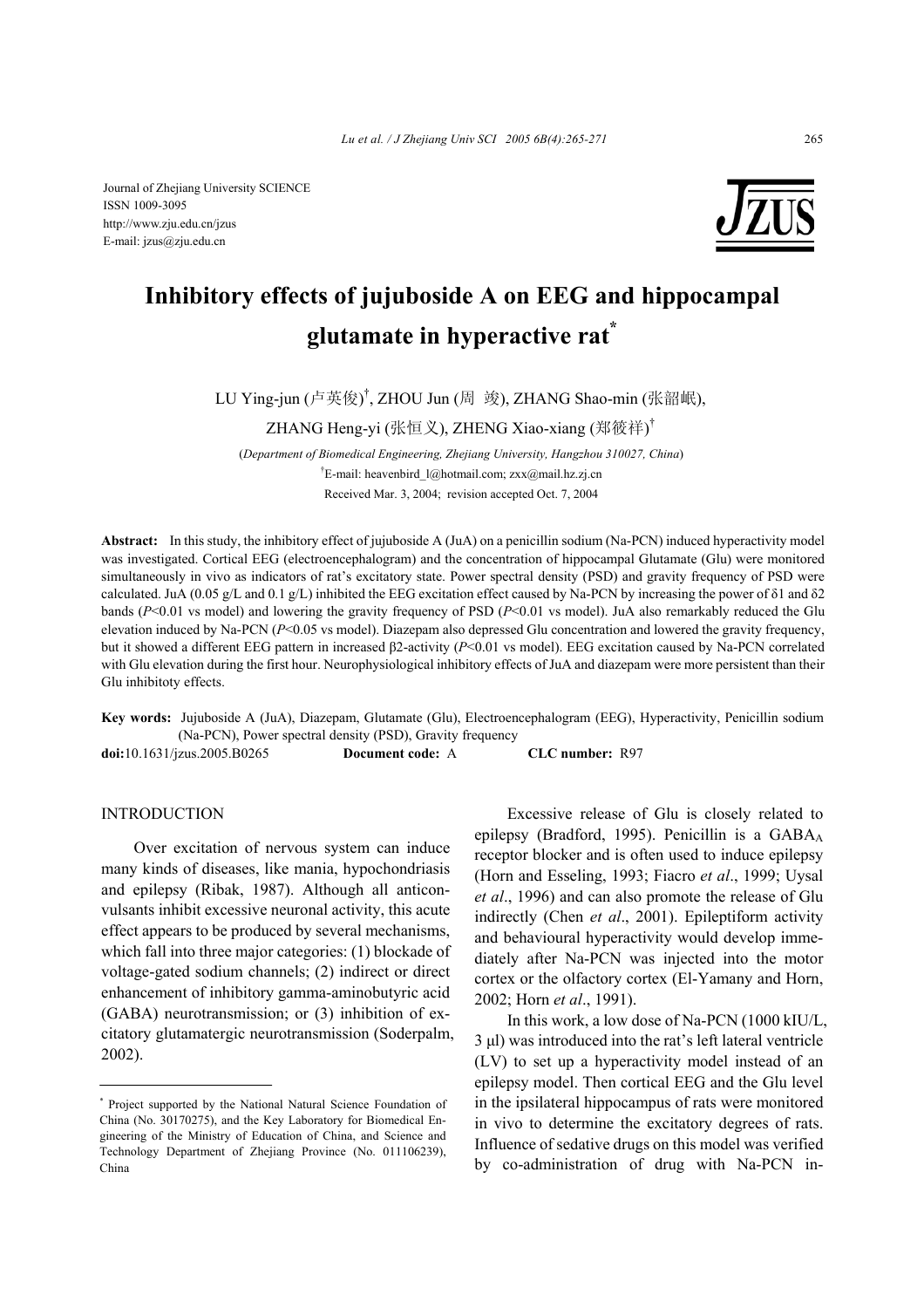Journal of Zhejiang University SCIENCE
ISSN 1009-3095
http://www.zju.edu.cn/jzus
E-mail: jzus@zju.edu.cn

# Inhibitory effects of jujuboside A on EEG and hippocampal glutamate in hyperactive rat*

LU Ying-jun (卢英俊)†, ZHOU Jun (周 竣), ZHANG Shao-min (张韶岷), ZHANG Heng-yi (张恒义), ZHENG Xiao-xiang (郑筱祥)†

(*Department of Biomedical Engineering, Zhejiang University, Hangzhou 310027, China*)

†E-mail: heavenbird_l@hotmail.com; zxx@mail.hz.zj.cn

Received Mar. 3, 2004; revision accepted Oct. 7, 2004

**Abstract:** In this study, the inhibitory effect of jujuboside A (JuA) on a penicillin sodium (Na-PCN) induced hyperactivity model was investigated. Cortical EEG (electroencephalogram) and the concentration of hippocampal Glutamate (Glu) were monitored simultaneously in vivo as indicators of rat's excitatory state. Power spectral density (PSD) and gravity frequency of PSD were calculated. JuA (0.05 g/L and 0.1 g/L) inhibited the EEG excitation effect caused by Na-PCN by increasing the power of δ1 and δ2 bands ($P<0.01$ vs model) and lowering the gravity frequency of PSD ($P<0.01$ vs model). JuA also remarkably reduced the Glu elevation induced by Na-PCN ($P<0.05$ vs model). Diazepam also depressed Glu concentration and lowered the gravity frequency, but it showed a different EEG pattern in increased β2-activity ($P<0.01$ vs model). EEG excitation caused by Na-PCN correlated with Glu elevation during the first hour. Neurophysiological inhibitory effects of JuA and diazepam were more persistent than their Glu inhibitoty effects.

**Key words:** Jujuboside A (JuA), Diazepam, Glutamate (Glu), Electroencephalogram (EEG), Hyperactivity, Penicillin sodium (Na-PCN), Power spectral density (PSD), Gravity frequency

**doi:**10.1631/jzus.2005.B0265 **Document code:** A **CLC number:** R97

## INTRODUCTION

Over excitation of nervous system can induce many kinds of diseases, like mania, hypochondriasis and epilepsy (Ribak, 1987). Although all anticonvulsants inhibit excessive neuronal activity, this acute effect appears to be produced by several mechanisms, which fall into three major categories: (1) blockade of voltage-gated sodium channels; (2) indirect or direct enhancement of inhibitory gamma-aminobutyric acid (GABA) neurotransmission; or (3) inhibition of excitatory glutamatergic neurotransmission (Soderpalm, 2002).

Excessive release of Glu is closely related to epilepsy (Bradford, 1995). Penicillin is a $GABA_A$ receptor blocker and is often used to induce epilepsy (Horn and Esseling, 1993; Fiacro *et al*., 1999; Uysal *et al*., 1996) and can also promote the release of Glu indirectly (Chen *et al*., 2001). Epileptiform activity and behavioural hyperactivity would develop immediately after Na-PCN was injected into the motor cortex or the olfactory cortex (El-Yamany and Horn, 2002; Horn *et al*., 1991).

In this work, a low dose of Na-PCN (1000 kIU/L, 3 μl) was introduced into the rat's left lateral ventricle (LV) to set up a hyperactivity model instead of an epilepsy model. Then cortical EEG and the Glu level in the ipsilateral hippocampus of rats were monitored in vivo to determine the excitatory degrees of rats. Influence of sedative drugs on this model was verified by co-administration of drug with Na-PCN in-

---

* Project supported by the National Natural Science Foundation of China (No. 30170275), and the Key Laboratory for Biomedical Engineering of the Ministry of Education of China, and Science and Technology Department of Zhejiang Province (No. 011106239), China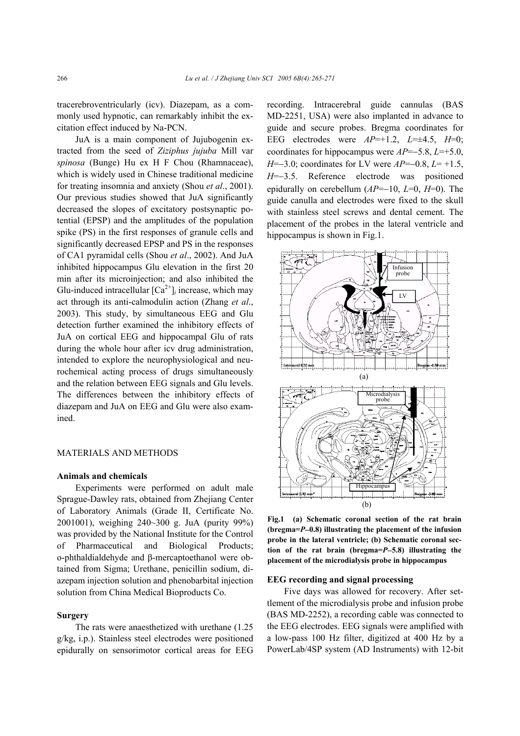tracerebroventricularly (icv). Diazepam, as a commonly used hypnotic, can remarkably inhibit the excitation effect induced by Na-PCN.

JuA is a main component of Jujubogenin extracted from the seed of *Ziziphus jujuba* Mill var *spinosa* (Bunge) Hu ex H F Chou (Rhamnaceae), which is widely used in Chinese traditional medicine for treating insomnia and anxiety (Shou *et al*., 2001). Our previous studies showed that JuA significantly decreased the slopes of excitatory postsynaptic potential (EPSP) and the amplitudes of the population spike (PS) in the first responses of granule cells and significantly decreased EPSP and PS in the responses of CA1 pyramidal cells (Shou *et al*., 2002). And JuA inhibited hippocampus Glu elevation in the first 20 min after its microinjection; and also inhibited the Glu-induced intracellular $[Ca^{2+}]_i$ increase, which may act through its anti-calmodulin action (Zhang *et al*., 2003). This study, by simultaneous EEG and Glu detection further examined the inhibitory effects of JuA on cortical EEG and hippocampal Glu of rats during the whole hour after icv drug administration, intended to explore the neurophysiological and neurochemical acting process of drugs simultaneously and the relation between EEG signals and Glu levels. The differences between the inhibitory effects of diazepam and JuA on EEG and Glu were also examined.

## MATERIALS AND METHODS

### Animals and chemicals

Experiments were performed on adult male Sprague-Dawley rats, obtained from Zhejiang Center of Laboratory Animals (Grade II, Certificate No. 2001001), weighing 240~300 g. JuA (purity 99%) was provided by the National Institute for the Control of Pharmaceutical and Biological Products; o-phthaldialdehyde and β-mercaptoethanol were obtained from Sigma; Urethane, penicillin sodium, diazepam injection solution and phenobarbital injection solution from China Medical Bioproducts Co.

### Surgery

The rats were anaesthetized with urethane (1.25 g/kg, i.p.). Stainless steel electrodes were positioned epidurally on sensorimotor cortical areas for EEG recording. Intracerebral guide cannulas (BAS MD-2251, USA) were also implanted in advance to guide and secure probes. Bregma coordinates for EEG electrodes were *AP*=+1.2, *L*=±4.5, *H*=0; coordinates for hippocampus were *AP*=−5.8, *L*=+5.0, *H*=−3.0; coordinates for LV were *AP*=−0.8, *L*= +1.5, *H*=−3.5. Reference electrode was positioned epidurally on cerebellum (*AP*=−10, *L*=0, *H*=0). The guide canulla and electrodes were fixed to the skull with stainless steel screws and dental cement. The placement of the probes in the lateral ventricle and hippocampus is shown in Fig.1.

**Fig.1 (a) Schematic coronal section of the rat brain (bregma=*P*–0.8) illustrating the placement of the infusion probe in the lateral ventricle; (b) Schematic coronal section of the rat brain (bregma=*P*–5.8) illustrating the placement of the microdialysis probe in hippocampus**

### EEG recording and signal processing

Five days was allowed for recovery. After settlement of the microdialysis probe and infusion probe (BAS MD-2252), a recording cable was connected to the EEG electrodes. EEG signals were amplified with a low-pass 100 Hz filter, digitized at 400 Hz by a PowerLab/4SP system (AD Instruments) with 12-bit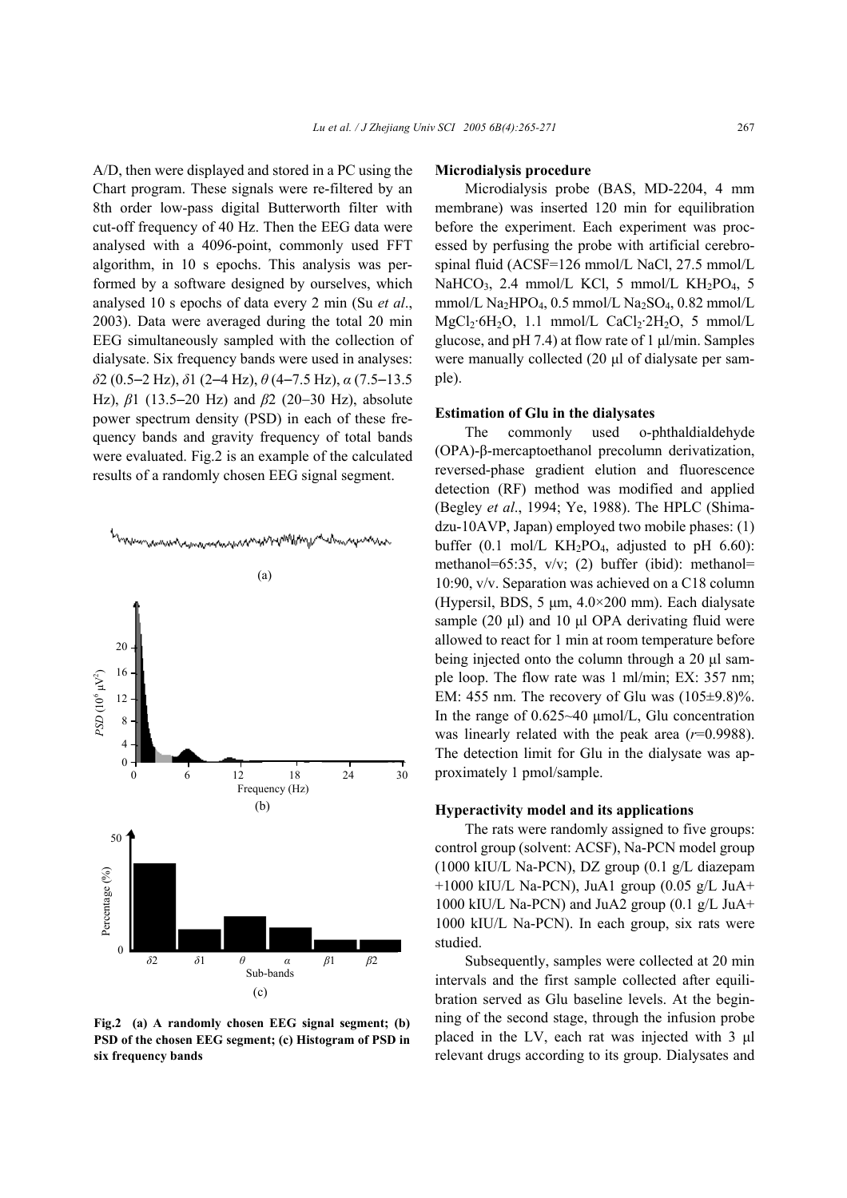A/D, then were displayed and stored in a PC using the Chart program. These signals were re-filtered by an 8th order low-pass digital Butterworth filter with cut-off frequency of 40 Hz. Then the EEG data were analysed with a 4096-point, commonly used FFT algorithm, in 10 s epochs. This analysis was performed by a software designed by ourselves, which analysed 10 s epochs of data every 2 min (Su *et al*., 2003). Data were averaged during the total 20 min EEG simultaneously sampled with the collection of dialysate. Six frequency bands were used in analyses: $\delta$2 (0.5–2 Hz), $\delta$1 (2–4 Hz), $\theta$ (4–7.5 Hz), $\alpha$ (7.5–13.5 Hz), $\beta$1 (13.5–20 Hz) and $\beta$2 (20–30 Hz), absolute power spectrum density (PSD) in each of these frequency bands and gravity frequency of total bands were evaluated. Fig.2 is an example of the calculated results of a randomly chosen EEG signal segment.

**Fig.2 (a) A randomly chosen EEG signal segment; (b) PSD of the chosen EEG segment; (c) Histogram of PSD in six frequency bands**

**Microdialysis procedure**

Microdialysis probe (BAS, MD-2204, 4 mm membrane) was inserted 120 min for equilibration before the experiment. Each experiment was processed by perfusing the probe with artificial cerebrospinal fluid (ACSF=126 mmol/L NaCl, 27.5 mmol/L $NaHCO_3$, 2.4 mmol/L KCl, 5 mmol/L $KH_2PO_4$, 5 mmol/L $Na_2HPO_4$, 0.5 mmol/L $Na_2SO_4$, 0.82 mmol/L $MgCl_2{\cdot}6H_2O$, 1.1 mmol/L $CaCl_2{\cdot}2H_2O$, 5 mmol/L glucose, and pH 7.4) at flow rate of 1 μl/min. Samples were manually collected (20 μl of dialysate per sample).

**Estimation of Glu in the dialysates**

The commonly used o-phthaldialdehyde (OPA)-β-mercaptoethanol precolumn derivatization, reversed-phase gradient elution and fluorescence detection (RF) method was modified and applied (Begley *et al*., 1994; Ye, 1988). The HPLC (Shimadzu-10AVP, Japan) employed two mobile phases: (1) buffer (0.1 mol/L $KH_2PO_4$, adjusted to pH 6.60): methanol=65:35, v/v; (2) buffer (ibid): methanol=10:90, v/v. Separation was achieved on a C18 column (Hypersil, BDS, 5 μm, 4.0×200 mm). Each dialysate sample (20 μl) and 10 μl OPA derivating fluid were allowed to react for 1 min at room temperature before being injected onto the column through a 20 μl sample loop. The flow rate was 1 ml/min; EX: 357 nm; EM: 455 nm. The recovery of Glu was (105±9.8)%. In the range of 0.625~40 μmol/L, Glu concentration was linearly related with the peak area ($r$=0.9988). The detection limit for Glu in the dialysate was approximately 1 pmol/sample.

**Hyperactivity model and its applications**

The rats were randomly assigned to five groups: control group (solvent: ACSF), Na-PCN model group (1000 kIU/L Na-PCN), DZ group (0.1 g/L diazepam +1000 kIU/L Na-PCN), JuA1 group (0.05 g/L JuA+ 1000 kIU/L Na-PCN) and JuA2 group (0.1 g/L JuA+ 1000 kIU/L Na-PCN). In each group, six rats were studied.

Subsequently, samples were collected at 20 min intervals and the first sample collected after equilibration served as Glu baseline levels. At the beginning of the second stage, through the infusion probe placed in the LV, each rat was injected with 3 μl relevant drugs according to its group. Dialysates and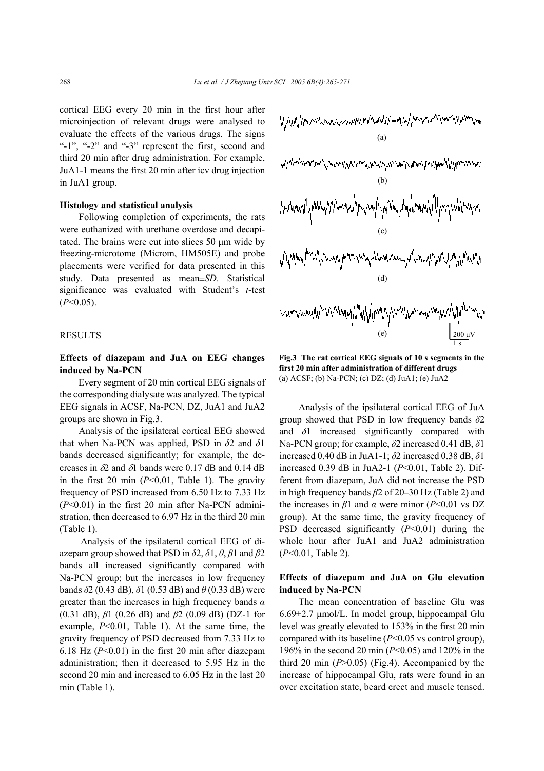cortical EEG every 20 min in the first hour after microinjection of relevant drugs were analysed to evaluate the effects of the various drugs. The signs "-1", "-2" and "-3" represent the first, second and third 20 min after drug administration. For example, JuA1-1 means the first 20 min after icv drug injection in JuA1 group.

### Histology and statistical analysis

Following completion of experiments, the rats were euthanized with urethane overdose and decapitated. The brains were cut into slices 50 μm wide by freezing-microtome (Microm, HM505E) and probe placements were verified for data presented in this study. Data presented as mean±*SD*. Statistical significance was evaluated with Student's *t*-test ($P<0.05$).

## RESULTS

### Effects of diazepam and JuA on EEG changes induced by Na-PCN

Every segment of 20 min cortical EEG signals of the corresponding dialysate was analyzed. The typical EEG signals in ACSF, Na-PCN, DZ, JuA1 and JuA2 groups are shown in Fig.3.

Analysis of the ipsilateral cortical EEG showed that when Na-PCN was applied, PSD in $\delta 2$ and $\delta 1$ bands decreased significantly; for example, the decreases in $\delta 2$ and $\delta 1$ bands were 0.17 dB and 0.14 dB in the first 20 min ($P<0.01$, Table 1). The gravity frequency of PSD increased from 6.50 Hz to 7.33 Hz ($P<0.01$) in the first 20 min after Na-PCN administration, then decreased to 6.97 Hz in the third 20 min (Table 1).

Analysis of the ipsilateral cortical EEG of diazepam group showed that PSD in $\delta 2$, $\delta 1$, $\theta$, $\beta 1$ and $\beta 2$ bands all increased significantly compared with Na-PCN group; but the increases in low frequency bands $\delta 2$ (0.43 dB), $\delta 1$ (0.53 dB) and $\theta$ (0.33 dB) were greater than the increases in high frequency bands $\alpha$ (0.31 dB), $\beta 1$ (0.26 dB) and $\beta 2$ (0.09 dB) (DZ-1 for example, $P<0.01$, Table 1). At the same time, the gravity frequency of PSD decreased from 7.33 Hz to 6.18 Hz ($P<0.01$) in the first 20 min after diazepam administration; then it decreased to 5.95 Hz in the second 20 min and increased to 6.05 Hz in the last 20 min (Table 1).

**Fig.3 The rat cortical EEG signals of 10 s segments in the first 20 min after administration of different drugs**
(a) ACSF; (b) Na-PCN; (c) DZ; (d) JuA1; (e) JuA2

Analysis of the ipsilateral cortical EEG of JuA group showed that PSD in low frequency bands $\delta 2$ and $\delta 1$ increased significantly compared with Na-PCN group; for example, $\delta 2$ increased 0.41 dB, $\delta 1$ increased 0.40 dB in JuA1-1; $\delta 2$ increased 0.38 dB, $\delta 1$ increased 0.39 dB in JuA2-1 ($P<0.01$, Table 2). Different from diazepam, JuA did not increase the PSD in high frequency bands $\beta 2$ of 20–30 Hz (Table 2) and the increases in $\beta 1$ and $\alpha$ were minor ($P<0.01$ vs DZ group). At the same time, the gravity frequency of PSD decreased significantly ($P<0.01$) during the whole hour after JuA1 and JuA2 administration ($P<0.01$, Table 2).

### Effects of diazepam and JuA on Glu elevation induced by Na-PCN

The mean concentration of baseline Glu was 6.69±2.7 μmol/L. In model group, hippocampal Glu level was greatly elevated to 153% in the first 20 min compared with its baseline ($P<0.05$ vs control group), 196% in the second 20 min ($P<0.05$) and 120% in the third 20 min ($P>0.05$) (Fig.4). Accompanied by the increase of hippocampal Glu, rats were found in an over excitation state, beard erect and muscle tensed.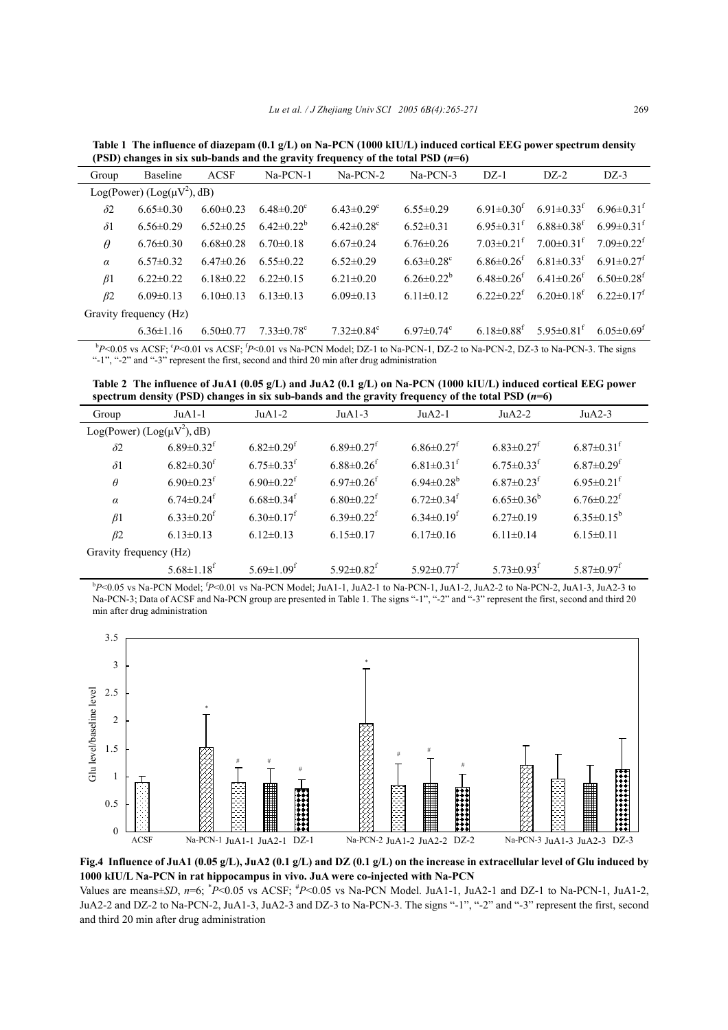**Table 1 The influence of diazepam (0.1 g/L) on Na-PCN (1000 kIU/L) induced cortical EEG power spectrum density (PSD) changes in six sub-bands and the gravity frequency of the total PSD ($n$=6)**

| Group | Baseline | ACSF | Na-PCN-1 | Na-PCN-2 | Na-PCN-3 | DZ-1 | DZ-2 | DZ-3 |
|---|---|---|---|---|---|---|---|---|
| Log(Power) (Log($\mu V^2$), dB) | | | | | | | | |
| $\delta 2$ | 6.65±0.30 | 6.60±0.23 | 6.48±0.20[c] | 6.43±0.29[c] | 6.55±0.29 | 6.91±0.30[f] | 6.91±0.33[f] | 6.96±0.31[f] |
| $\delta 1$ | 6.56±0.29 | 6.52±0.25 | 6.42±0.22[b] | 6.42±0.28[c] | 6.52±0.31 | 6.95±0.31[f] | 6.88±0.38[f] | 6.99±0.31[f] |
| $\theta$ | 6.76±0.30 | 6.68±0.28 | 6.70±0.18 | 6.67±0.24 | 6.76±0.26 | 7.03±0.21[f] | 7.00±0.31[f] | 7.09±0.22[f] |
| $\alpha$ | 6.57±0.32 | 6.47±0.26 | 6.55±0.22 | 6.52±0.29 | 6.63±0.28[c] | 6.86±0.26[f] | 6.81±0.33[f] | 6.91±0.27[f] |
| $\beta 1$ | 6.22±0.22 | 6.18±0.22 | 6.22±0.15 | 6.21±0.20 | 6.26±0.22[b] | 6.48±0.26[f] | 6.41±0.26[f] | 6.50±0.28[f] |
| $\beta 2$ | 6.09±0.13 | 6.10±0.13 | 6.13±0.13 | 6.09±0.13 | 6.11±0.12 | 6.22±0.22[f] | 6.20±0.18[f] | 6.22±0.17[f] |
| Gravity frequency (Hz) | | | | | | | | |
| | 6.36±1.16 | 6.50±0.77 | 7.33±0.78[c] | 7.32±0.84[c] | 6.97±0.74[c] | 6.18±0.88[f] | 5.95±0.81[f] | 6.05±0.69[f] |

[b]$P$<0.05 vs ACSF; [c]$P$<0.01 vs ACSF; [f]$P$<0.01 vs Na-PCN Model; DZ-1 to Na-PCN-1, DZ-2 to Na-PCN-2, DZ-3 to Na-PCN-3. The signs "-1", "-2" and "-3" represent the first, second and third 20 min after drug administration

**Table 2 The influence of JuA1 (0.05 g/L) and JuA2 (0.1 g/L) on Na-PCN (1000 kIU/L) induced cortical EEG power spectrum density (PSD) changes in six sub-bands and the gravity frequency of the total PSD ($n$=6)**

| Group | JuA1-1 | JuA1-2 | JuA1-3 | JuA2-1 | JuA2-2 | JuA2-3 |
|---|---|---|---|---|---|---|
| Log(Power) (Log($\mu V^2$), dB) | | | | | | |
| $\delta 2$ | 6.89±0.32[f] | 6.82±0.29[f] | 6.89±0.27[f] | 6.86±0.27[f] | 6.83±0.27[f] | 6.87±0.31[f] |
| $\delta 1$ | 6.82±0.30[f] | 6.75±0.33[f] | 6.88±0.26[f] | 6.81±0.31[f] | 6.75±0.33[f] | 6.87±0.29[f] |
| $\theta$ | 6.90±0.23[f] | 6.90±0.22[f] | 6.97±0.26[f] | 6.94±0.28[b] | 6.87±0.23[f] | 6.95±0.21[f] |
| $\alpha$ | 6.74±0.24[f] | 6.68±0.34[f] | 6.80±0.22[f] | 6.72±0.34[f] | 6.65±0.36[b] | 6.76±0.22[f] |
| $\beta 1$ | 6.33±0.20[f] | 6.30±0.17[f] | 6.39±0.22[f] | 6.34±0.19[f] | 6.27±0.19 | 6.35±0.15[b] |
| $\beta 2$ | 6.13±0.13 | 6.12±0.13 | 6.15±0.17 | 6.17±0.16 | 6.11±0.14 | 6.15±0.11 |
| Gravity frequency (Hz) | | | | | | |
| | 5.68±1.18[f] | 5.69±1.09[f] | 5.92±0.82[f] | 5.92±0.77[f] | 5.73±0.93[f] | 5.87±0.97[f] |

[b]$P$<0.05 vs Na-PCN Model; [f]$P$<0.01 vs Na-PCN Model; JuA1-1, JuA2-1 to Na-PCN-1, JuA1-2, JuA2-2 to Na-PCN-2, JuA1-3, JuA2-3 to Na-PCN-3; Data of ACSF and Na-PCN group are presented in Table 1. The signs "-1", "-2" and "-3" represent the first, second and third 20 min after drug administration

**Fig.4 Influence of JuA1 (0.05 g/L), JuA2 (0.1 g/L) and DZ (0.1 g/L) on the increase in extracellular level of Glu induced by 1000 kIU/L Na-PCN in rat hippocampus in vivo. JuA were co-injected with Na-PCN**

Values are means±$SD$, $n$=6; [*]$P$<0.05 vs ACSF; [#]$P$<0.05 vs Na-PCN Model. JuA1-1, JuA2-1 and DZ-1 to Na-PCN-1, JuA1-2, JuA2-2 and DZ-2 to Na-PCN-2, JuA1-3, JuA2-3 and DZ-3 to Na-PCN-3. The signs "-1", "-2" and "-3" represent the first, second and third 20 min after drug administration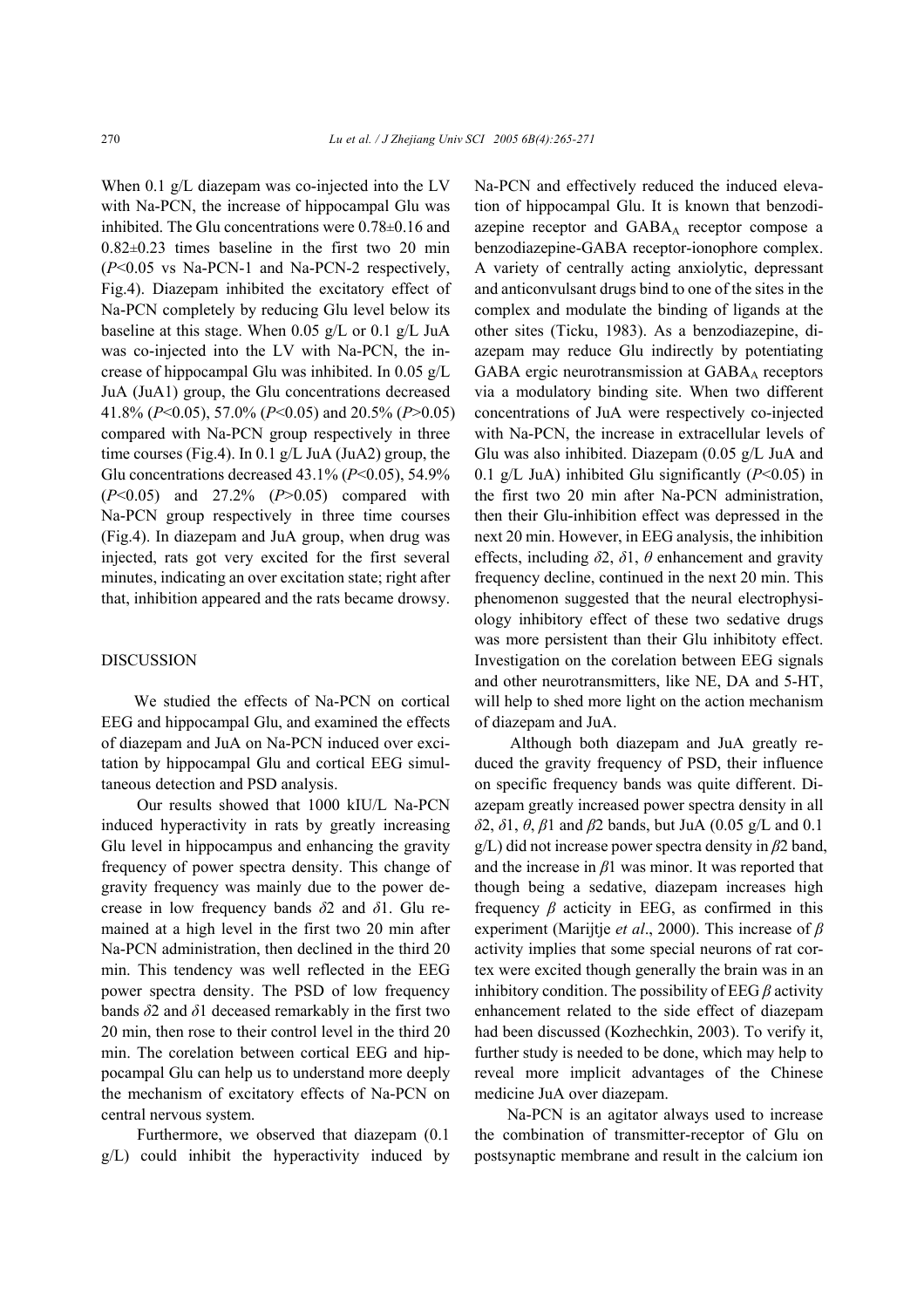When 0.1 g/L diazepam was co-injected into the LV with Na-PCN, the increase of hippocampal Glu was inhibited. The Glu concentrations were 0.78±0.16 and 0.82±0.23 times baseline in the first two 20 min ($P<0.05$ vs Na-PCN-1 and Na-PCN-2 respectively, Fig.4). Diazepam inhibited the excitatory effect of Na-PCN completely by reducing Glu level below its baseline at this stage. When 0.05 g/L or 0.1 g/L JuA was co-injected into the LV with Na-PCN, the increase of hippocampal Glu was inhibited. In 0.05 g/L JuA (JuA1) group, the Glu concentrations decreased 41.8% ($P<0.05$), 57.0% ($P<0.05$) and 20.5% ($P>0.05$) compared with Na-PCN group respectively in three time courses (Fig.4). In 0.1 g/L JuA (JuA2) group, the Glu concentrations decreased 43.1% ($P<0.05$), 54.9% ($P<0.05$) and 27.2% ($P>0.05$) compared with Na-PCN group respectively in three time courses (Fig.4). In diazepam and JuA group, when drug was injected, rats got very excited for the first several minutes, indicating an over excitation state; right after that, inhibition appeared and the rats became drowsy.

## DISCUSSION

We studied the effects of Na-PCN on cortical EEG and hippocampal Glu, and examined the effects of diazepam and JuA on Na-PCN induced over excitation by hippocampal Glu and cortical EEG simultaneous detection and PSD analysis.

Our results showed that 1000 kIU/L Na-PCN induced hyperactivity in rats by greatly increasing Glu level in hippocampus and enhancing the gravity frequency of power spectra density. This change of gravity frequency was mainly due to the power decrease in low frequency bands $\delta 2$ and $\delta 1$. Glu remained at a high level in the first two 20 min after Na-PCN administration, then declined in the third 20 min. This tendency was well reflected in the EEG power spectra density. The PSD of low frequency bands $\delta 2$ and $\delta 1$ deceased remarkably in the first two 20 min, then rose to their control level in the third 20 min. The corelation between cortical EEG and hippocampal Glu can help us to understand more deeply the mechanism of excitatory effects of Na-PCN on central nervous system.

Furthermore, we observed that diazepam (0.1 g/L) could inhibit the hyperactivity induced by Na-PCN and effectively reduced the induced elevation of hippocampal Glu. It is known that benzodiazepine receptor and $GABA_A$ receptor compose a benzodiazepine-GABA receptor-ionophore complex. A variety of centrally acting anxiolytic, depressant and anticonvulsant drugs bind to one of the sites in the complex and modulate the binding of ligands at the other sites (Ticku, 1983). As a benzodiazepine, diazepam may reduce Glu indirectly by potentiating GABA ergic neurotransmission at $GABA_A$ receptors via a modulatory binding site. When two different concentrations of JuA were respectively co-injected with Na-PCN, the increase in extracellular levels of Glu was also inhibited. Diazepam (0.05 g/L JuA and 0.1 g/L JuA) inhibited Glu significantly ($P<0.05$) in the first two 20 min after Na-PCN administration, then their Glu-inhibition effect was depressed in the next 20 min. However, in EEG analysis, the inhibition effects, including $\delta 2$, $\delta 1$, $\theta$ enhancement and gravity frequency decline, continued in the next 20 min. This phenomenon suggested that the neural electrophysiology inhibitory effect of these two sedative drugs was more persistent than their Glu inhibitoty effect. Investigation on the corelation between EEG signals and other neurotransmitters, like NE, DA and 5-HT, will help to shed more light on the action mechanism of diazepam and JuA.

Although both diazepam and JuA greatly reduced the gravity frequency of PSD, their influence on specific frequency bands was quite different. Diazepam greatly increased power spectra density in all $\delta 2$, $\delta 1$, $\theta$, $\beta 1$ and $\beta 2$ bands, but JuA (0.05 g/L and 0.1 g/L) did not increase power spectra density in $\beta 2$ band, and the increase in $\beta 1$ was minor. It was reported that though being a sedative, diazepam increases high frequency $\beta$ acticity in EEG, as confirmed in this experiment (Marijtje *et al*., 2000). This increase of $\beta$ activity implies that some special neurons of rat cortex were excited though generally the brain was in an inhibitory condition. The possibility of EEG $\beta$ activity enhancement related to the side effect of diazepam had been discussed (Kozhechkin, 2003). To verify it, further study is needed to be done, which may help to reveal more implicit advantages of the Chinese medicine JuA over diazepam.

Na-PCN is an agitator always used to increase the combination of transmitter-receptor of Glu on postsynaptic membrane and result in the calcium ion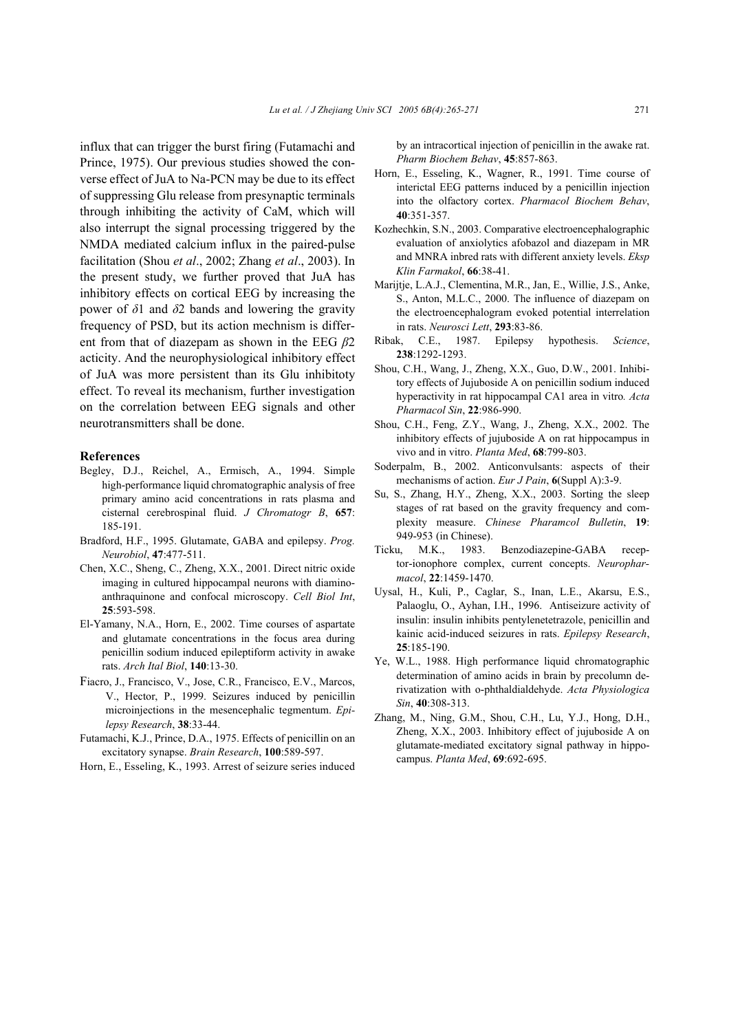influx that can trigger the burst firing (Futamachi and Prince, 1975). Our previous studies showed the converse effect of JuA to Na-PCN may be due to its effect of suppressing Glu release from presynaptic terminals through inhibiting the activity of CaM, which will also interrupt the signal processing triggered by the NMDA mediated calcium influx in the paired-pulse facilitation (Shou *et al*., 2002; Zhang *et al*., 2003). In the present study, we further proved that JuA has inhibitory effects on cortical EEG by increasing the power of $\delta1$ and $\delta2$ bands and lowering the gravity frequency of PSD, but its action mechnism is different from that of diazepam as shown in the EEG $\beta2$ acticity. And the neurophysiological inhibitory effect of JuA was more persistent than its Glu inhibitoty effect. To reveal its mechanism, further investigation on the correlation between EEG signals and other neurotransmitters shall be done.

## References

Begley, D.J., Reichel, A., Ermisch, A., 1994. Simple high-performance liquid chromatographic analysis of free primary amino acid concentrations in rats plasma and cisternal cerebrospinal fluid. *J Chromatogr B*, **657**: 185-191.

Bradford, H.F., 1995. Glutamate, GABA and epilepsy. *Prog. Neurobiol*, **47**:477-511.

Chen, X.C., Sheng, C., Zheng, X.X., 2001. Direct nitric oxide imaging in cultured hippocampal neurons with diaminoanthraquinone and confocal microscopy. *Cell Biol Int*, **25**:593-598.

El-Yamany, N.A., Horn, E., 2002. Time courses of aspartate and glutamate concentrations in the focus area during penicillin sodium induced epileptiform activity in awake rats. *Arch Ital Biol*, **140**:13-30.

Fiacro, J., Francisco, V., Jose, C.R., Francisco, E.V., Marcos, V., Hector, P., 1999. Seizures induced by penicillin microinjections in the mesencephalic tegmentum. *Epilepsy Research*, **38**:33-44.

Futamachi, K.J., Prince, D.A., 1975. Effects of penicillin on an excitatory synapse. *Brain Research*, **100**:589-597.

Horn, E., Esseling, K., 1993. Arrest of seizure series induced by an intracortical injection of penicillin in the awake rat. *Pharm Biochem Behav*, **45**:857-863.

Horn, E., Esseling, K., Wagner, R., 1991. Time course of interictal EEG patterns induced by a penicillin injection into the olfactory cortex. *Pharmacol Biochem Behav*, **40**:351-357.

Kozhechkin, S.N., 2003. Comparative electroencephalographic evaluation of anxiolytics afobazol and diazepam in MR and MNRA inbred rats with different anxiety levels. *Eksp Klin Farmakol*, **66**:38-41.

Marijtje, L.A.J., Clementina, M.R., Jan, E., Willie, J.S., Anke, S., Anton, M.L.C., 2000. The influence of diazepam on the electroencephalogram evoked potential interrelation in rats. *Neurosci Lett*, **293**:83-86.

Ribak, C.E., 1987. Epilepsy hypothesis. *Science*, **238**:1292-1293.

Shou, C.H., Wang, J., Zheng, X.X., Guo, D.W., 2001. Inhibitory effects of Jujuboside A on penicillin sodium induced hyperactivity in rat hippocampal CA1 area in vitro. *Acta Pharmacol Sin*, **22**:986-990.

Shou, C.H., Feng, Z.Y., Wang, J., Zheng, X.X., 2002. The inhibitory effects of jujuboside A on rat hippocampus in vivo and in vitro. *Planta Med*, **68**:799-803.

Soderpalm, B., 2002. Anticonvulsants: aspects of their mechanisms of action. *Eur J Pain*, **6**(Suppl A):3-9.

Su, S., Zhang, H.Y., Zheng, X.X., 2003. Sorting the sleep stages of rat based on the gravity frequency and complexity measure. *Chinese Pharamcol Bulletin*, **19**: 949-953 (in Chinese).

Ticku, M.K., 1983. Benzodiazepine-GABA receptor-ionophore complex, current concepts. *Neuropharmacol*, **22**:1459-1470.

Uysal, H., Kuli, P., Caglar, S., Inan, L.E., Akarsu, E.S., Palaoglu, O., Ayhan, I.H., 1996. Antiseizure activity of insulin: insulin inhibits pentylenetetrazole, penicillin and kainic acid-induced seizures in rats. *Epilepsy Research*, **25**:185-190.

Ye, W.L., 1988. High performance liquid chromatographic determination of amino acids in brain by precolumn derivatization with o-phthaldialdehyde. *Acta Physiologica Sin*, **40**:308-313.

Zhang, M., Ning, G.M., Shou, C.H., Lu, Y.J., Hong, D.H., Zheng, X.X., 2003. Inhibitory effect of jujuboside A on glutamate-mediated excitatory signal pathway in hippocampus. *Planta Med*, **69**:692-695.